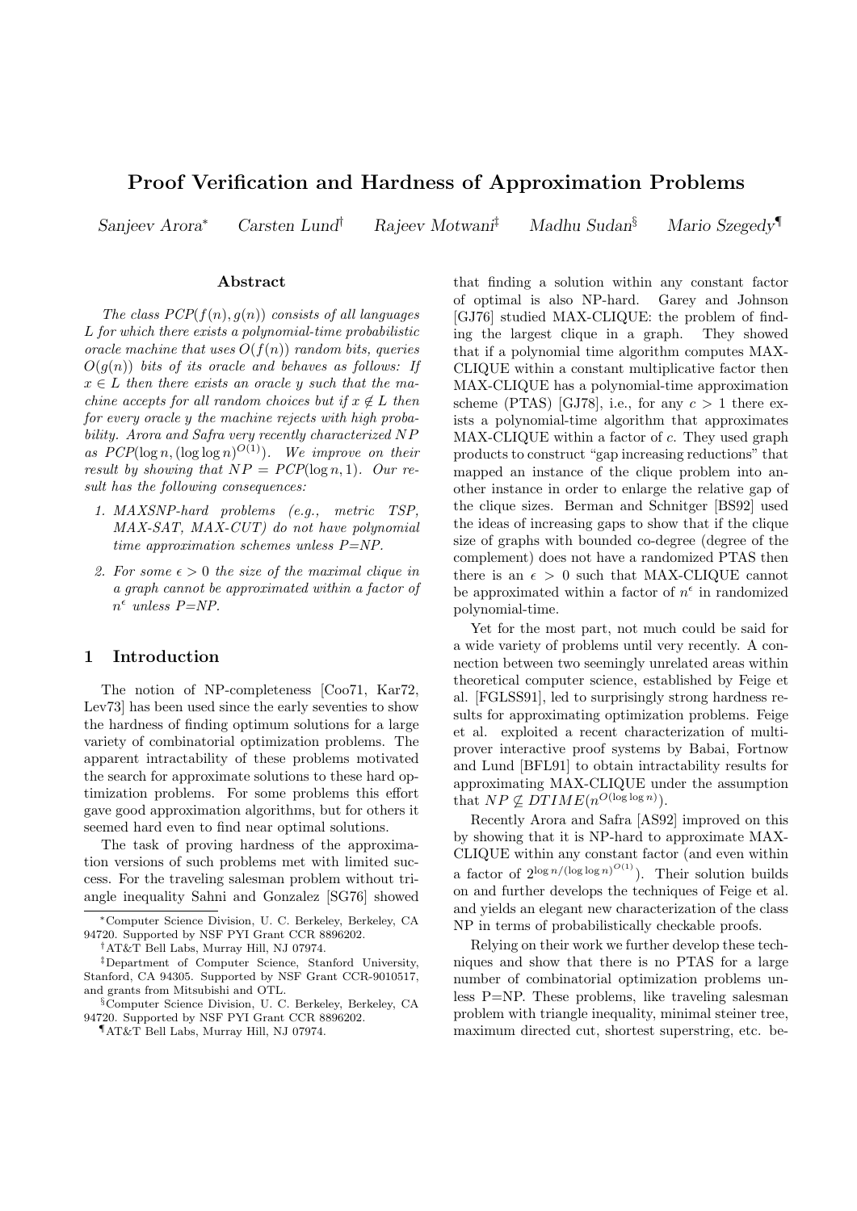# Proof Verification and Hardness of Approximation Problems

*Sanjeev Arora*[*] *Carsten Lund*[†] *Rajeev Motwani*[‡] *Madhu Sudan*[§] *Mario Szegedy*[¶]

## Abstract

*The class $PCP(f(n), g(n))$ consists of all languages $L$ for which there exists a polynomial-time probabilistic oracle machine that uses $O(f(n))$ random bits, queries $O(g(n))$ bits of its oracle and behaves as follows: If $x \in L$ then there exists an oracle $y$ such that the machine accepts for all random choices but if $x \notin L$ then for every oracle $y$ the machine rejects with high probability. Arora and Safra very recently characterized $NP$ as $PCP(\log n, (\log\log n)^{O(1)})$. We improve on their result by showing that $NP = PCP(\log n, 1)$. Our result has the following consequences:*

1. *MAXSNP-hard problems (e.g., metric TSP, MAX-SAT, MAX-CUT) do not have polynomial time approximation schemes unless P=NP.*
2. *For some $\epsilon > 0$ the size of the maximal clique in a graph cannot be approximated within a factor of $n^{\epsilon}$ unless P=NP.*

## 1 Introduction

The notion of NP-completeness [Coo71, Kar72, Lev73] has been used since the early seventies to show the hardness of finding optimum solutions for a large variety of combinatorial optimization problems. The apparent intractability of these problems motivated the search for approximate solutions to these hard optimization problems. For some problems this effort gave good approximation algorithms, but for others it seemed hard even to find near optimal solutions.

The task of proving hardness of the approximation versions of such problems met with limited success. For the traveling salesman problem without triangle inequality Sahni and Gonzalez [SG76] showed that finding a solution within any constant factor of optimal is also NP-hard. Garey and Johnson [GJ76] studied MAX-CLIQUE: the problem of finding the largest clique in a graph. They showed that if a polynomial time algorithm computes MAX-CLIQUE within a constant multiplicative factor then MAX-CLIQUE has a polynomial-time approximation scheme (PTAS) [GJ78], i.e., for any $c > 1$ there exists a polynomial-time algorithm that approximates MAX-CLIQUE within a factor of $c$. They used graph products to construct "gap increasing reductions" that mapped an instance of the clique problem into another instance in order to enlarge the relative gap of the clique sizes. Berman and Schnitger [BS92] used the ideas of increasing gaps to show that if the clique size of graphs with bounded co-degree (degree of the complement) does not have a randomized PTAS then there is an $\epsilon > 0$ such that MAX-CLIQUE cannot be approximated within a factor of $n^{\epsilon}$ in randomized polynomial-time.

Yet for the most part, not much could be said for a wide variety of problems until very recently. A connection between two seemingly unrelated areas within theoretical computer science, established by Feige et al. [FGLSS91], led to surprisingly strong hardness results for approximating optimization problems. Feige et al. exploited a recent characterization of multi-prover interactive proof systems by Babai, Fortnow and Lund [BFL91] to obtain intractability results for approximating MAX-CLIQUE under the assumption that $NP \not\subseteq DTIME(n^{O(\log\log n)})$.

Recently Arora and Safra [AS92] improved on this by showing that it is NP-hard to approximate MAX-CLIQUE within any constant factor (and even within a factor of $2^{\log n/(\log\log n)^{O(1)}}$). Their solution builds on and further develops the techniques of Feige et al. and yields an elegant new characterization of the class NP in terms of probabilistically checkable proofs.

Relying on their work we further develop these techniques and show that there is no PTAS for a large number of combinatorial optimization problems unless P=NP. These problems, like traveling salesman problem with triangle inequality, minimal steiner tree, maximum directed cut, shortest superstring, etc. be-

---

[*] Computer Science Division, U. C. Berkeley, Berkeley, CA 94720. Supported by NSF PYI Grant CCR 8896202.

[†] AT&T Bell Labs, Murray Hill, NJ 07974.

[‡] Department of Computer Science, Stanford University, Stanford, CA 94305. Supported by NSF Grant CCR-9010517, and grants from Mitsubishi and OTL.

[§] Computer Science Division, U. C. Berkeley, Berkeley, CA 94720. Supported by NSF PYI Grant CCR 8896202.

[¶] AT&T Bell Labs, Murray Hill, NJ 07974.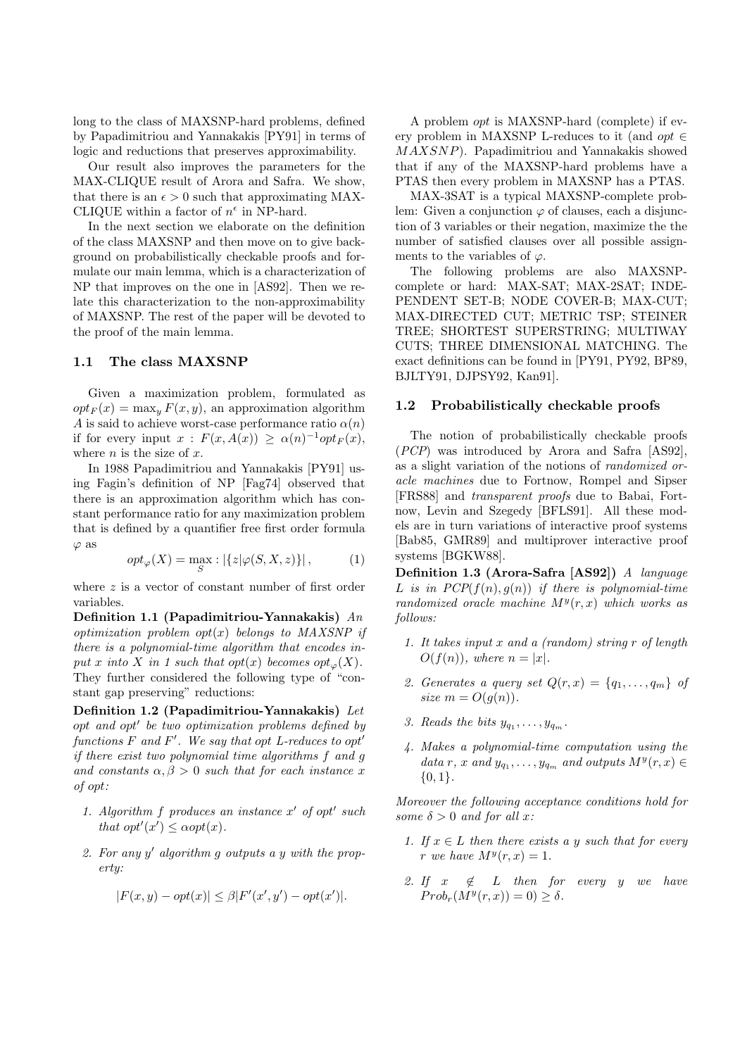long to the class of MAXSNP-hard problems, defined by Papadimitriou and Yannakakis [PY91] in terms of logic and reductions that preserves approximability.

Our result also improves the parameters for the MAX-CLIQUE result of Arora and Safra. We show, that there is an $\epsilon > 0$ such that approximating MAX-CLIQUE within a factor of $n^{\epsilon}$ in NP-hard.

In the next section we elaborate on the definition of the class MAXSNP and then move on to give background on probabilistically checkable proofs and formulate our main lemma, which is a characterization of NP that improves on the one in [AS92]. Then we relate this characterization to the non-approximability of MAXSNP. The rest of the paper will be devoted to the proof of the main lemma.

### 1.1 The class MAXSNP

Given a maximization problem, formulated as $opt_F(x) = \max_y F(x, y)$, an approximation algorithm $A$ is said to achieve worst-case performance ratio $\alpha(n)$ if for every input $x$ : $F(x, A(x)) \geq \alpha(n)^{-1} opt_F(x)$, where $n$ is the size of $x$.

In 1988 Papadimitriou and Yannakakis [PY91] using Fagin's definition of NP [Fag74] observed that there is an approximation algorithm which has constant performance ratio for any maximization problem that is defined by a quantifier free first order formula $\varphi$ as

$$opt_{\varphi}(X) = \max_{S} : |\{z|\varphi(S, X, z)\}|, \tag{1}$$

where $z$ is a vector of constant number of first order variables.

**Definition 1.1 (Papadimitriou-Yannakakis)** *An optimization problem $opt(x)$ belongs to MAXSNP if there is a polynomial-time algorithm that encodes input $x$ into $X$ in 1 such that $opt(x)$ becomes $opt_{\varphi}(X)$.*

They further considered the following type of "constant gap preserving" reductions:

**Definition 1.2 (Papadimitriou-Yannakakis)** *Let $opt$ and $opt'$ be two optimization problems defined by functions $F$ and $F'$. We say that $opt$ L-reduces to $opt'$ if there exist two polynomial time algorithms $f$ and $g$ and constants $\alpha, \beta > 0$ such that for each instance $x$ of $opt$:*

1. *Algorithm $f$ produces an instance $x'$ of $opt'$ such that $opt'(x') \leq \alpha opt(x)$.*
2. *For any $y'$ algorithm $g$ outputs a $y$ with the property:*

$$|F(x, y) - opt(x)| \leq \beta |F'(x', y') - opt(x')|.$$

A problem $opt$ is MAXSNP-hard (complete) if every problem in MAXSNP L-reduces to it (and $opt \in MAXSNP$). Papadimitriou and Yannakakis showed that if any of the MAXSNP-hard problems have a PTAS then every problem in MAXSNP has a PTAS.

MAX-3SAT is a typical MAXSNP-complete problem: Given a conjunction $\varphi$ of clauses, each a disjunction of 3 variables or their negation, maximize the the number of satisfied clauses over all possible assignments to the variables of $\varphi$.

The following problems are also MAXSNP-complete or hard: MAX-SAT; MAX-2SAT; INDEPENDENT SET-B; NODE COVER-B; MAX-CUT; MAX-DIRECTED CUT; METRIC TSP; STEINER TREE; SHORTEST SUPERSTRING; MULTIWAY CUTS; THREE DIMENSIONAL MATCHING. The exact definitions can be found in [PY91, PY92, BP89, BJLTY91, DJPSY92, Kan91].

### 1.2 Probabilistically checkable proofs

The notion of probabilistically checkable proofs (*PCP*) was introduced by Arora and Safra [AS92], as a slight variation of the notions of *randomized oracle machines* due to Fortnow, Rompel and Sipser [FRS88] and *transparent proofs* due to Babai, Fortnow, Levin and Szegedy [BFLS91]. All these models are in turn variations of interactive proof systems [Bab85, GMR89] and multiprover interactive proof systems [BGKW88].

**Definition 1.3 (Arora-Safra [AS92])** *A language $L$ is in $PCP(f(n), g(n))$ if there is polynomial-time randomized oracle machine $M^y(r, x)$ which works as follows:*

1. *It takes input $x$ and a (random) string $r$ of length $O(f(n))$, where $n = |x|$.*
2. *Generates a query set $Q(r, x) = \{q_1, \ldots, q_m\}$ of size $m = O(g(n))$.*
3. *Reads the bits $y_{q_1}, \ldots, y_{q_m}$.*
4. *Makes a polynomial-time computation using the data $r$, $x$ and $y_{q_1}, \ldots, y_{q_m}$ and outputs $M^y(r, x) \in \{0, 1\}$.*

*Moreover the following acceptance conditions hold for some $\delta > 0$ and for all $x$:*

1. *If $x \in L$ then there exists a $y$ such that for every $r$ we have $M^y(r, x) = 1$.*
2. *If $x \notin L$ then for every $y$ we have $Prob_r(M^y(r, x)) = 0) \geq \delta$.*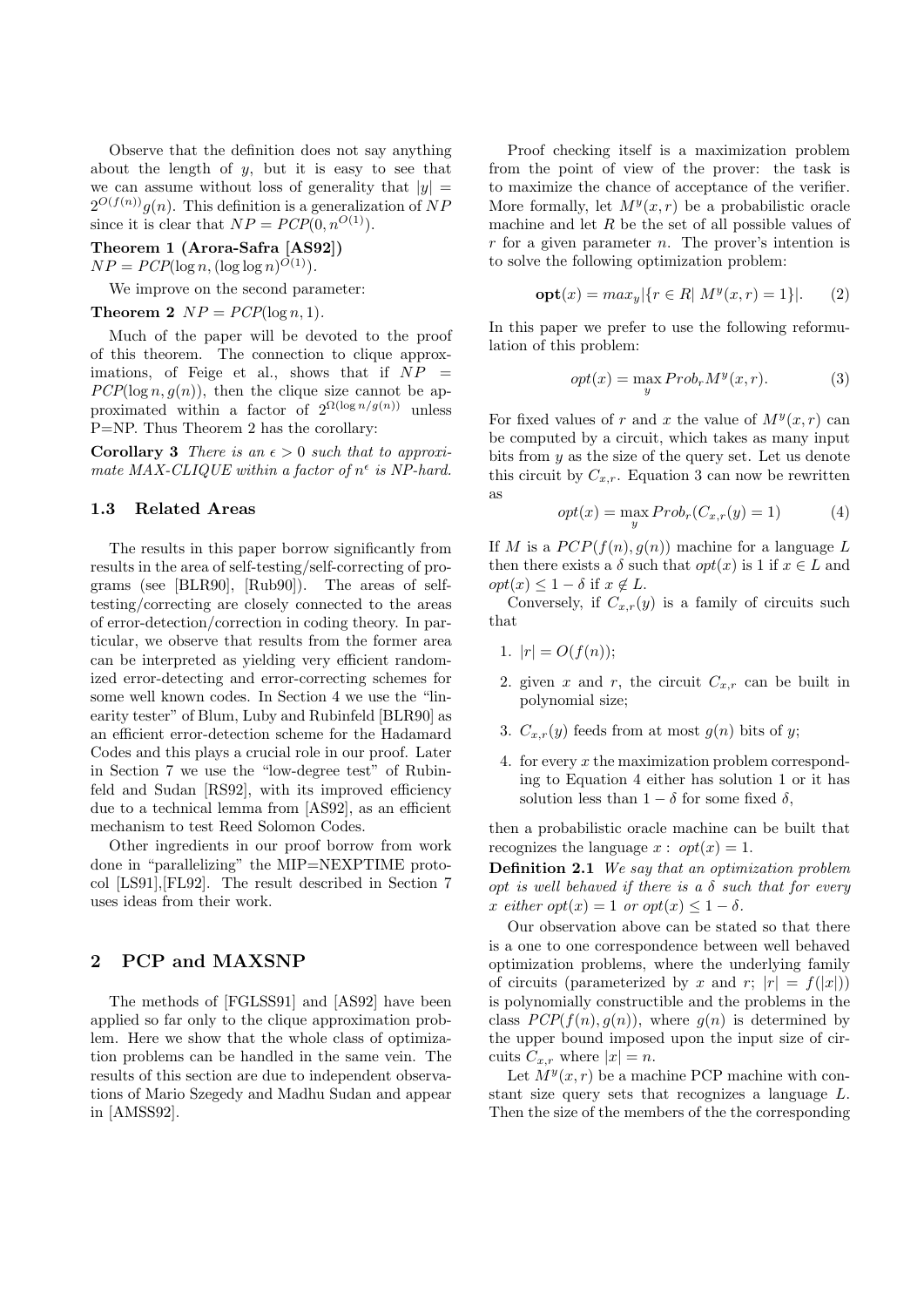Observe that the definition does not say anything about the length of $y$, but it is easy to see that we can assume without loss of generality that $|y| = 2^{O(f(n))}g(n)$. This definition is a generalization of $NP$ since it is clear that $NP = PCP(0, n^{O(1)})$.

**Theorem 1 (Arora-Safra [AS92])** $NP = PCP(\log n, (\log\log n)^{O(1)})$.

We improve on the second parameter:

**Theorem 2** $NP = PCP(\log n, 1)$.

Much of the paper will be devoted to the proof of this theorem. The connection to clique approximations, of Feige et al., shows that if $NP = PCP(\log n, g(n))$, then the clique size cannot be approximated within a factor of $2^{\Omega(\log n/g(n))}$ unless P=NP. Thus Theorem 2 has the corollary:

**Corollary 3** *There is an $\epsilon > 0$ such that to approximate MAX-CLIQUE within a factor of $n^\epsilon$ is NP-hard.*

### 1.3 Related Areas

The results in this paper borrow significantly from results in the area of self-testing/self-correcting of programs (see [BLR90], [Rub90]). The areas of self-testing/correcting are closely connected to the areas of error-detection/correction in coding theory. In particular, we observe that results from the former area can be interpreted as yielding very efficient randomized error-detecting and error-correcting schemes for some well known codes. In Section 4 we use the "linearity tester" of Blum, Luby and Rubinfeld [BLR90] as an efficient error-detection scheme for the Hadamard Codes and this plays a crucial role in our proof. Later in Section 7 we use the "low-degree test" of Rubinfeld and Sudan [RS92], with its improved efficiency due to a technical lemma from [AS92], as an efficient mechanism to test Reed Solomon Codes.

Other ingredients in our proof borrow from work done in "parallelizing" the MIP=NEXPTIME protocol [LS91],[FL92]. The result described in Section 7 uses ideas from their work.

## 2 PCP and MAXSNP

The methods of [FGLSS91] and [AS92] have been applied so far only to the clique approximation problem. Here we show that the whole class of optimization problems can be handled in the same vein. The results of this section are due to independent observations of Mario Szegedy and Madhu Sudan and appear in [AMSS92].

Proof checking itself is a maximization problem from the point of view of the prover: the task is to maximize the chance of acceptance of the verifier. More formally, let $M^y(x,r)$ be a probabilistic oracle machine and let $R$ be the set of all possible values of $r$ for a given parameter $n$. The prover's intention is to solve the following optimization problem:

$$\mathbf{opt}(x) = max_y |\{r \in R|\ M^y(x,r) = 1\}|. \qquad (2)$$

In this paper we prefer to use the following reformulation of this problem:

$$opt(x) = \max_y Prob_r M^y(x,r). \qquad (3)$$

For fixed values of $r$ and $x$ the value of $M^y(x,r)$ can be computed by a circuit, which takes as many input bits from $y$ as the size of the query set. Let us denote this circuit by $C_{x,r}$. Equation 3 can now be rewritten as

$$opt(x) = \max_y Prob_r(C_{x,r}(y) = 1) \qquad (4)$$

If $M$ is a $PCP(f(n), g(n))$ machine for a language $L$ then there exists a $\delta$ such that $opt(x)$ is 1 if $x \in L$ and $opt(x) \leq 1 - \delta$ if $x \notin L$.

Conversely, if $C_{x,r}(y)$ is a family of circuits such that

1. $|r| = O(f(n))$;
2. given $x$ and $r$, the circuit $C_{x,r}$ can be built in polynomial size;
3. $C_{x,r}(y)$ feeds from at most $g(n)$ bits of $y$;
4. for every $x$ the maximization problem corresponding to Equation 4 either has solution 1 or it has solution less than $1 - \delta$ for some fixed $\delta$,

then a probabilistic oracle machine can be built that recognizes the language $x:\ opt(x) = 1$.

**Definition 2.1** *We say that an optimization problem opt is well behaved if there is a $\delta$ such that for every $x$ either $opt(x) = 1$ or $opt(x) \leq 1 - \delta$.*

Our observation above can be stated so that there is a one to one correspondence between well behaved optimization problems, where the underlying family of circuits (parameterized by $x$ and $r$; $|r| = f(|x|)$) is polynomially constructible and the problems in the class $PCP(f(n), g(n))$, where $g(n)$ is determined by the upper bound imposed upon the input size of circuits $C_{x,r}$ where $|x| = n$.

Let $M^y(x,r)$ be a machine PCP machine with constant size query sets that recognizes a language $L$. Then the size of the members of the the corresponding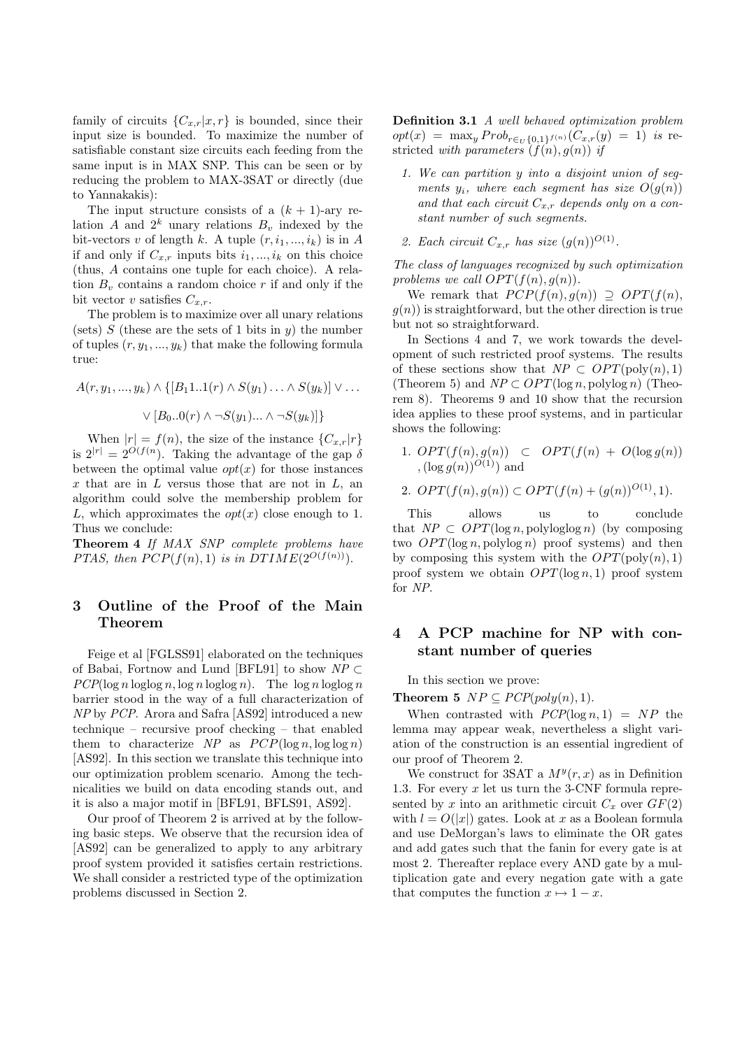family of circuits $\{C_{x,r}|x,r\}$ is bounded, since their input size is bounded. To maximize the number of satisfiable constant size circuits each feeding from the same input is in MAX SNP. This can be seen or by reducing the problem to MAX-3SAT or directly (due to Yannakakis):

The input structure consists of a $(k+1)$-ary relation $A$ and $2^k$ unary relations $B_v$ indexed by the bit-vectors $v$ of length $k$. A tuple $(r, i_1, ..., i_k)$ is in $A$ if and only if $C_{x,r}$ inputs bits $i_1, ..., i_k$ on this choice (thus, $A$ contains one tuple for each choice). A relation $B_v$ contains a random choice $r$ if and only if the bit vector $v$ satisfies $C_{x,r}$.

The problem is to maximize over all unary relations (sets) $S$ (these are the sets of 1 bits in $y$) the number of tuples $(r, y_1, ..., y_k)$ that make the following formula true:

$$A(r, y_1, ..., y_k) \wedge \{[B_1 1..1(r) \wedge S(y_1) \ldots \wedge S(y_k)] \vee \ldots$$

$$\vee [B_0 ..0(r) \wedge \neg S(y_1) ... \wedge \neg S(y_k)]\}$$

When $|r| = f(n)$, the size of the instance $\{C_{x,r}|r\}$ is $2^{|r|} = 2^{O(f(n))}$. Taking the advantage of the gap $\delta$ between the optimal value $opt(x)$ for those instances $x$ that are in $L$ versus those that are not in $L$, an algorithm could solve the membership problem for $L$, which approximates the $opt(x)$ close enough to 1. Thus we conclude:

**Theorem 4** *If MAX SNP complete problems have PTAS, then $PCP(f(n), 1)$ is in $DTIME(2^{O(f(n))})$.*

## 3 Outline of the Proof of the Main Theorem

Feige et al [FGLSS91] elaborated on the techniques of Babai, Fortnow and Lund [BFL91] to show $NP \subset PCP(\log n \log\log n, \log n \log\log n)$. The $\log n \log\log n$ barrier stood in the way of a full characterization of $NP$ by $PCP$. Arora and Safra [AS92] introduced a new technique – recursive proof checking – that enabled them to characterize $NP$ as $PCP(\log n, \log\log n)$ [AS92]. In this section we translate this technique into our optimization problem scenario. Among the technicalities we build on data encoding stands out, and it is also a major motif in [BFL91, BFLS91, AS92].

Our proof of Theorem 2 is arrived at by the following basic steps. We observe that the recursion idea of [AS92] can be generalized to apply to any arbitrary proof system provided it satisfies certain restrictions. We shall consider a restricted type of the optimization problems discussed in Section 2.

**Definition 3.1** *A well behaved optimization problem $opt(x) = \max_y Prob_{r \in_U \{0,1\}^{f(n)}}(C_{x,r}(y) = 1)$ is restricted with parameters $(f(n), g(n))$ if*

1. *We can partition $y$ into a disjoint union of segments $y_i$, where each segment has size $O(g(n))$ and that each circuit $C_{x,r}$ depends only on a constant number of such segments.*
2. *Each circuit $C_{x,r}$ has size $(g(n))^{O(1)}$.*

*The class of languages recognized by such optimization problems we call $OPT(f(n), g(n))$.*

We remark that $PCP(f(n), g(n)) \supseteq OPT(f(n), g(n))$ is straightforward, but the other direction is true but not so straightforward.

In Sections 4 and 7, we work towards the development of such restricted proof systems. The results of these sections show that $NP \subset OPT(\text{poly}(n), 1)$ (Theorem 5) and $NP \subset OPT(\log n, \text{polylog}\, n)$ (Theorem 8). Theorems 9 and 10 show that the recursion idea applies to these proof systems, and in particular shows the following:

1. $OPT(f(n), g(n)) \subset OPT(f(n) + O(\log g(n)), (\log g(n))^{O(1)})$ and
2. $OPT(f(n), g(n)) \subset OPT(f(n) + (g(n))^{O(1)}, 1)$.

This allows us to conclude that $NP \subset OPT(\log n, \text{polyloglog}\, n)$ (by composing two $OPT(\log n, \text{polylog}\, n)$ proof systems) and then by composing this system with the $OPT(\text{poly}(n), 1)$ proof system we obtain $OPT(\log n, 1)$ proof system for $NP$.

## 4 A PCP machine for NP with constant number of queries

In this section we prove:

**Theorem 5** $NP \subseteq PCP(poly(n), 1)$.

When contrasted with $PCP(\log n, 1) = NP$ the lemma may appear weak, nevertheless a slight variation of the construction is an essential ingredient of our proof of Theorem 2.

We construct for 3SAT a $M^y(r, x)$ as in Definition 1.3. For every $x$ let us turn the 3-CNF formula represented by $x$ into an arithmetic circuit $C_x$ over $GF(2)$ with $l = O(|x|)$ gates. Look at $x$ as a Boolean formula and use DeMorgan's laws to eliminate the OR gates and add gates such that the fanin for every gate is at most 2. Thereafter replace every AND gate by a multiplication gate and every negation gate with a gate that computes the function $x \mapsto 1 - x$.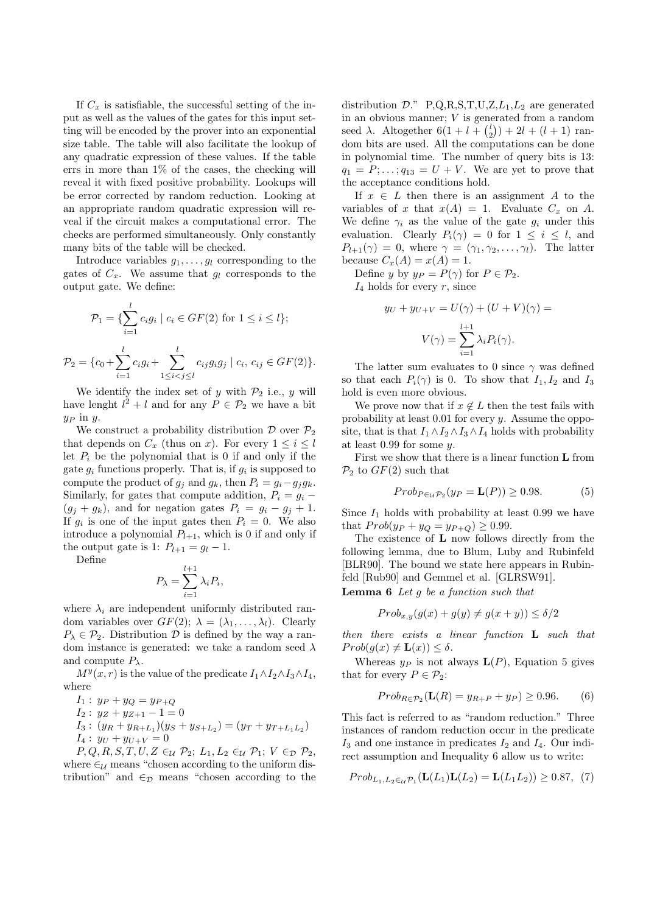If $C_x$ is satisfiable, the successful setting of the input as well as the values of the gates for this input setting will be encoded by the prover into an exponential size table. The table will also facilitate the lookup of any quadratic expression of these values. If the table errs in more than 1% of the cases, the checking will reveal it with fixed positive probability. Lookups will be error corrected by random reduction. Looking at an appropriate random quadratic expression will reveal if the circuit makes a computational error. The checks are performed simultaneously. Only constantly many bits of the table will be checked.

Introduce variables $g_1, \ldots, g_l$ corresponding to the gates of $C_x$. We assume that $g_l$ corresponds to the output gate. We define:

$$\mathcal{P}_1 = \{\sum_{i=1}^{l} c_i g_i \mid c_i \in GF(2) \text{ for } 1 \leq i \leq l\};$$

$$\mathcal{P}_2 = \{c_0 + \sum_{i=1}^{l} c_i g_i + \sum_{1 \leq i < j \leq l} c_{ij} g_i g_j \mid c_i,\, c_{ij} \in GF(2)\}.$$

We identify the index set of $y$ with $\mathcal{P}_2$ i.e., $y$ will have lenght $l^2 + l$ and for any $P \in \mathcal{P}_2$ we have a bit $y_P$ in $y$.

We construct a probability distribution $\mathcal{D}$ over $\mathcal{P}_2$ that depends on $C_x$ (thus on $x$). For every $1 \leq i \leq l$ let $P_i$ be the polynomial that is 0 if and only if the gate $g_i$ functions properly. That is, if $g_i$ is supposed to compute the product of $g_j$ and $g_k$, then $P_i = g_i - g_j g_k$. Similarly, for gates that compute addition, $P_i = g_i - (g_j + g_k)$, and for negation gates $P_i = g_i - g_j + 1$. If $g_i$ is one of the input gates then $P_i = 0$. We also introduce a polynomial $P_{l+1}$, which is 0 if and only if the output gate is 1: $P_{l+1} = g_l - 1$.

Define

$$P_\lambda = \sum_{i=1}^{l+1} \lambda_i P_i,$$

where $\lambda_i$ are independent uniformly distributed random variables over $GF(2)$; $\lambda = (\lambda_1, \ldots, \lambda_l)$. Clearly $P_\lambda \in \mathcal{P}_2$. Distribution $\mathcal{D}$ is defined by the way a random instance is generated: we take a random seed $\lambda$ and compute $P_\lambda$.

$M^y(x, r)$ is the value of the predicate $I_1 \wedge I_2 \wedge I_3 \wedge I_4$, where

$I_1:\ y_P + y_Q = y_{P+Q}$
$I_2:\ y_Z + y_{Z+1} - 1 = 0$
$I_3:\ (y_R + y_{R+L_1})(y_S + y_{S+L_2}) = (y_T + y_{T+L_1 L_2})$
$I_4:\ y_U + y_{U+V} = 0$

$P, Q, R, S, T, U, Z \in_{\mathcal{U}} \mathcal{P}_2$; $L_1, L_2 \in_{\mathcal{U}} \mathcal{P}_1$; $V \in_{\mathcal{D}} \mathcal{P}_2$, where $\in_{\mathcal{U}}$ means "chosen according to the uniform distribution" and $\in_{\mathcal{D}}$ means "chosen according to the distribution $\mathcal{D}$." P,Q,R,S,T,U,Z,$L_1$,$L_2$ are generated in an obvious manner; $V$ is generated from a random seed $\lambda$. Altogether $6(1 + l + \binom{l}{2}) + 2l + (l + 1)$ random bits are used. All the computations can be done in polynomial time. The number of query bits is 13: $q_1 = P; \ldots; q_{13} = U + V$. We are yet to prove that the acceptance conditions hold.

If $x \in L$ then there is an assignment $A$ to the variables of $x$ that $x(A) = 1$. Evaluate $C_x$ on $A$. We define $\gamma_i$ as the value of the gate $g_i$ under this evaluation. Clearly $P_i(\gamma) = 0$ for $1 \leq i \leq l$, and $P_{l+1}(\gamma) = 0$, where $\gamma = (\gamma_1, \gamma_2, \ldots, \gamma_l)$. The latter because $C_x(A) = x(A) = 1$.

Define $y$ by $y_P = P(\gamma)$ for $P \in \mathcal{P}_2$.

$I_4$ holds for every $r$, since

$$y_U + y_{U+V} = U(\gamma) + (U + V)(\gamma) =$$

$$V(\gamma) = \sum_{i=1}^{l+1} \lambda_i P_i(\gamma).$$

The latter sum evaluates to 0 since $\gamma$ was defined so that each $P_i(\gamma)$ is 0. To show that $I_1, I_2$ and $I_3$ hold is even more obvious.

We prove now that if $x \notin L$ then the test fails with probability at least 0.01 for every $y$. Assume the opposite, that is that $I_1 \wedge I_2 \wedge I_3 \wedge I_4$ holds with probability at least 0.99 for some $y$.

First we show that there is a linear function $\mathbf{L}$ from $\mathcal{P}_2$ to $GF(2)$ such that

$$Prob_{P \in_{\mathcal{U}} \mathcal{P}_2}(y_P = \mathbf{L}(P)) \geq 0.98. \tag{5}$$

Since $I_1$ holds with probability at least 0.99 we have that $Prob(y_P + y_Q = y_{P+Q}) \geq 0.99$.

The existence of $\mathbf{L}$ now follows directly from the following lemma, due to Blum, Luby and Rubinfeld [BLR90]. The bound we state here appears in Rubinfeld [Rub90] and Gemmel et al. [GLRSW91].

**Lemma 6** *Let $g$ be a function such that*

$$Prob_{x,y}(g(x) + g(y) \neq g(x + y)) \leq \delta/2$$

*then there exists a linear function $\mathbf{L}$ such that $Prob(g(x) \neq \mathbf{L}(x)) \leq \delta$.*

Whereas $y_P$ is not always $\mathbf{L}(P)$, Equation 5 gives that for every $P \in \mathcal{P}_2$:

$$Prob_{R \in \mathcal{P}_2}(\mathbf{L}(R) = y_{R+P} + y_P) \geq 0.96. \tag{6}$$

This fact is referred to as "random reduction." Three instances of random reduction occur in the predicate $I_3$ and one instance in predicates $I_2$ and $I_4$. Our indirect assumption and Inequality 6 allow us to write:

$$Prob_{L_1, L_2 \in_{\mathcal{U}} \mathcal{P}_1}(\mathbf{L}(L_1)\mathbf{L}(L_2) = \mathbf{L}(L_1 L_2)) \geq 0.87, \tag{7}$$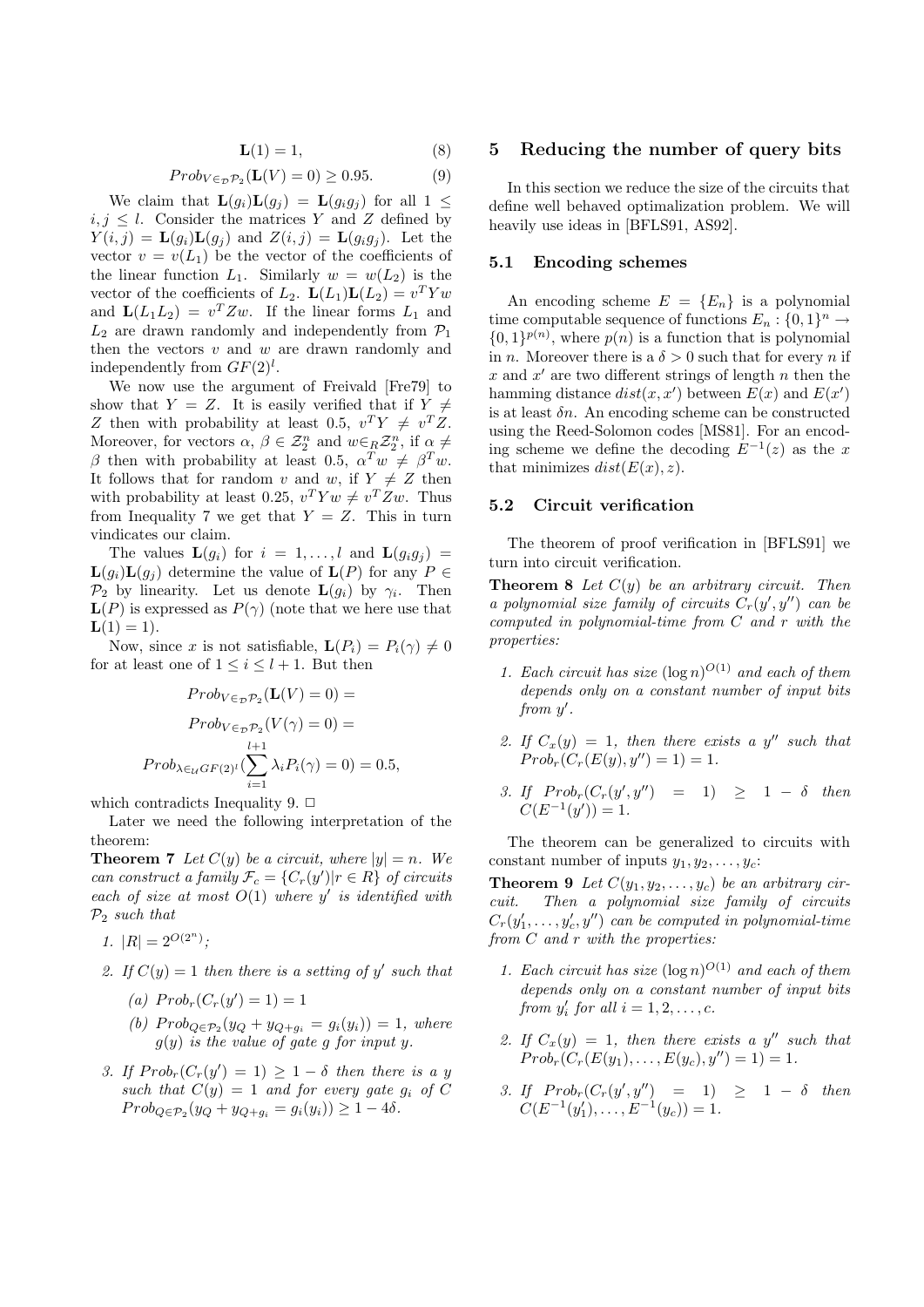$$\mathbf{L}(1) = 1, \tag{8}$$

$$Prob_{V \in_{\mathcal{D}} \mathcal{P}_2}(\mathbf{L}(V) = 0) \geq 0.95. \tag{9}$$

We claim that $\mathbf{L}(g_i)\mathbf{L}(g_j) = \mathbf{L}(g_i g_j)$ for all $1 \leq i, j \leq l$. Consider the matrices $Y$ and $Z$ defined by $Y(i,j) = \mathbf{L}(g_i)\mathbf{L}(g_j)$ and $Z(i,j) = \mathbf{L}(g_i g_j)$. Let the vector $v = v(L_1)$ be the vector of the coefficients of the linear function $L_1$. Similarly $w = w(L_2)$ is the vector of the coefficients of $L_2$. $\mathbf{L}(L_1)\mathbf{L}(L_2) = v^T Y w$ and $\mathbf{L}(L_1 L_2) = v^T Z w$. If the linear forms $L_1$ and $L_2$ are drawn randomly and independently from $\mathcal{P}_1$ then the vectors $v$ and $w$ are drawn randomly and independently from $GF(2)^l$.

We now use the argument of Freivald [Fre79] to show that $Y = Z$. It is easily verified that if $Y \neq Z$ then with probability at least 0.5, $v^T Y \neq v^T Z$. Moreover, for vectors $\alpha$, $\beta \in \mathcal{Z}_2^n$ and $w \in_R \mathcal{Z}_2^n$, if $\alpha \neq \beta$ then with probability at least 0.5, $\alpha^T w \neq \beta^T w$. It follows that for random $v$ and $w$, if $Y \neq Z$ then with probability at least 0.25, $v^T Y w \neq v^T Z w$. Thus from Inequality 7 we get that $Y = Z$. This in turn vindicates our claim.

The values $\mathbf{L}(g_i)$ for $i = 1, \ldots, l$ and $\mathbf{L}(g_i g_j) = \mathbf{L}(g_i)\mathbf{L}(g_j)$ determine the value of $\mathbf{L}(P)$ for any $P \in \mathcal{P}_2$ by linearity. Let us denote $\mathbf{L}(g_i)$ by $\gamma_i$. Then $\mathbf{L}(P)$ is expressed as $P(\gamma)$ (note that we here use that $\mathbf{L}(1) = 1$).

Now, since $x$ is not satisfiable, $\mathbf{L}(P_i) = P_i(\gamma) \neq 0$ for at least one of $1 \leq i \leq l+1$. But then

$$Prob_{V \in_{\mathcal{D}} \mathcal{P}_2}(\mathbf{L}(V) = 0) =$$

$$Prob_{V \in_{\mathcal{D}} \mathcal{P}_2}(V(\gamma) = 0) =$$

$$Prob_{\lambda \in_{\mathcal{U}} GF(2)^l}\left(\sum_{i=1}^{l+1} \lambda_i P_i(\gamma) = 0\right) = 0.5,$$

which contradicts Inequality 9. □

Later we need the following interpretation of the theorem:

**Theorem 7** *Let $C(y)$ be a circuit, where $|y| = n$. We can construct a family $\mathcal{F}_c = \{C_r(y') | r \in R\}$ of circuits each of size at most $O(1)$ where $y'$ is identified with $\mathcal{P}_2$ such that*

1. *$|R| = 2^{O(2^n)}$;*
2. *If $C(y) = 1$ then there is a setting of $y'$ such that*
   - (a) *$Prob_r(C_r(y') = 1) = 1$*
   - (b) *$Prob_{Q \in \mathcal{P}_2}(y_Q + y_{Q+g_i} = g_i(y_i)) = 1$, where $g(y)$ is the value of gate $g$ for input $y$.*
3. *If $Prob_r(C_r(y') = 1) \geq 1 - \delta$ then there is a $y$ such that $C(y) = 1$ and for every gate $g_i$ of $C$ $Prob_{Q \in \mathcal{P}_2}(y_Q + y_{Q+g_i} = g_i(y_i)) \geq 1 - 4\delta$.*

# 5 Reducing the number of query bits

In this section we reduce the size of the circuits that define well behaved optimalization problem. We will heavily use ideas in [BFLS91, AS92].

## 5.1 Encoding schemes

An encoding scheme $E = \{E_n\}$ is a polynomial time computable sequence of functions $E_n : \{0,1\}^n \rightarrow \{0,1\}^{p(n)}$, where $p(n)$ is a function that is polynomial in $n$. Moreover there is a $\delta > 0$ such that for every $n$ if $x$ and $x'$ are two different strings of length $n$ then the hamming distance $dist(x, x')$ between $E(x)$ and $E(x')$ is at least $\delta n$. An encoding scheme can be constructed using the Reed-Solomon codes [MS81]. For an encoding scheme we define the decoding $E^{-1}(z)$ as the $x$ that minimizes $dist(E(x), z)$.

## 5.2 Circuit verification

The theorem of proof verification in [BFLS91] we turn into circuit verification.

**Theorem 8** *Let $C(y)$ be an arbitrary circuit. Then a polynomial size family of circuits $C_r(y', y'')$ can be computed in polynomial-time from $C$ and $r$ with the properties:*

1. *Each circuit has size $(\log n)^{O(1)}$ and each of them depends only on a constant number of input bits from $y'$.*
2. *If $C_x(y) = 1$, then there exists a $y''$ such that $Prob_r(C_r(E(y), y'') = 1) = 1$.*
3. *If $Prob_r(C_r(y', y'') = 1) \geq 1 - \delta$ then $C(E^{-1}(y')) = 1$.*

The theorem can be generalized to circuits with constant number of inputs $y_1, y_2, \ldots, y_c$:

**Theorem 9** *Let $C(y_1, y_2, \ldots, y_c)$ be an arbitrary circuit. Then a polynomial size family of circuits $C_r(y'_1, \ldots, y'_c, y'')$ can be computed in polynomial-time from $C$ and $r$ with the properties:*

1. *Each circuit has size $(\log n)^{O(1)}$ and each of them depends only on a constant number of input bits from $y'_i$ for all $i = 1, 2, \ldots, c$.*
2. *If $C_x(y) = 1$, then there exists a $y''$ such that $Prob_r(C_r(E(y_1), \ldots, E(y_c), y'') = 1) = 1$.*
3. *If $Prob_r(C_r(y', y'') = 1) \geq 1 - \delta$ then $C(E^{-1}(y'_1), \ldots, E^{-1}(y_c)) = 1$.*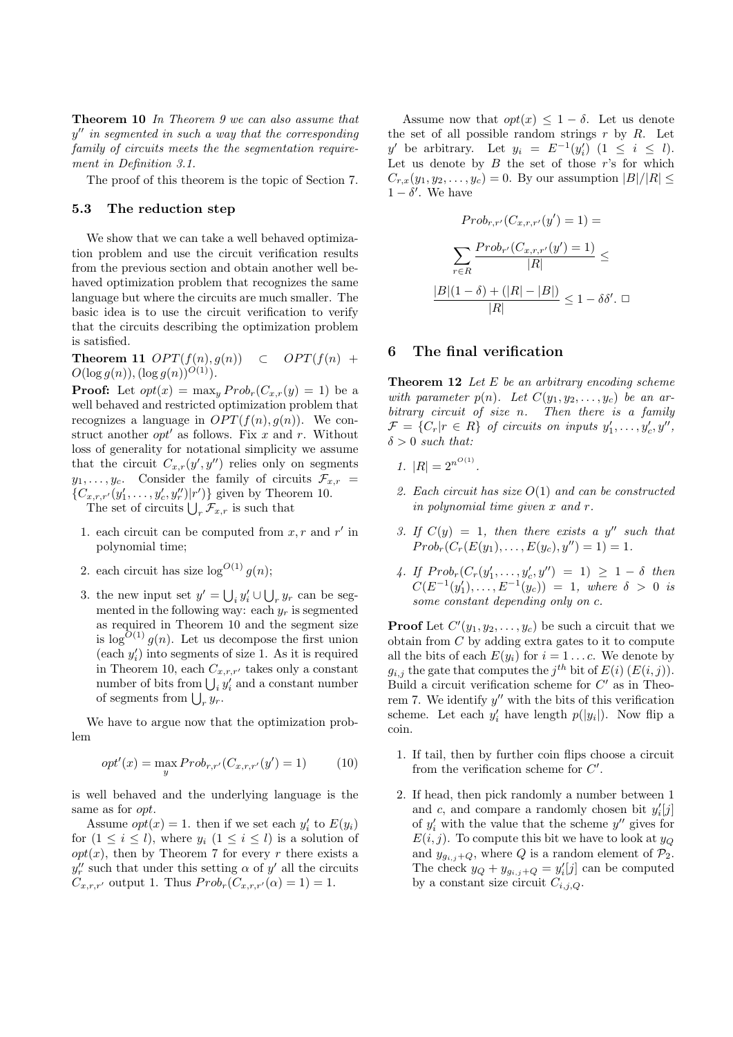**Theorem 10** *In Theorem 9 we can also assume that $y''$ in segmented in such a way that the corresponding family of circuits meets the the segmentation requirement in Definition 3.1.*

The proof of this theorem is the topic of Section 7.

### 5.3 The reduction step

We show that we can take a well behaved optimization problem and use the circuit verification results from the previous section and obtain another well behaved optimization problem that recognizes the same language but where the circuits are much smaller. The basic idea is to use the circuit verification to verify that the circuits describing the optimization problem is satisfied.

**Theorem 11** $OPT(f(n), g(n)) \subset OPT(f(n) + O(\log g(n)), (\log g(n))^{O(1)})$.

**Proof:** Let $opt(x) = \max_y Prob_r(C_{x,r}(y) = 1)$ be a well behaved and restricted optimization problem that recognizes a language in $OPT(f(n), g(n))$. We construct another $opt'$ as follows. Fix $x$ and $r$. Without loss of generality for notational simplicity we assume that the circuit $C_{x,r}(y', y'')$ relies only on segments $y_1, \ldots, y_c$. Consider the family of circuits $\mathcal{F}_{x,r} = \{C_{x,r,r'}(y'_1, \ldots, y'_c, y''_r)|r'\}$ given by Theorem 10.

The set of circuits $\bigcup_r \mathcal{F}_{x,r}$ is such that

1. each circuit can be computed from $x, r$ and $r'$ in polynomial time;
2. each circuit has size $\log^{O(1)} g(n)$;
3. the new input set $y' = \bigcup_i y'_i \cup \bigcup_r y_r$ can be segmented in the following way: each $y_r$ is segmented as required in Theorem 10 and the segment size is $\log^{O(1)} g(n)$. Let us decompose the first union (each $y'_i$) into segments of size 1. As it is required in Theorem 10, each $C_{x,r,r'}$ takes only a constant number of bits from $\bigcup_i y'_i$ and a constant number of segments from $\bigcup_r y_r$.

We have to argue now that the optimization problem

$$opt'(x) = \max_y Prob_{r,r'}(C_{x,r,r'}(y') = 1) \tag{10}$$

is well behaved and the underlying language is the same as for $opt$.

Assume $opt(x) = 1$. then if we set each $y'_i$ to $E(y_i)$ for $(1 \le i \le l)$, where $y_i$ $(1 \le i \le l)$ is a solution of $opt(x)$, then by Theorem 7 for every $r$ there exists a $y''_r$ such that under this setting $\alpha$ of $y'$ all the circuits $C_{x,r,r'}$ output 1. Thus $Prob_r(C_{x,r,r'}(\alpha) = 1) = 1$.

Assume now that $opt(x) \le 1 - \delta$. Let us denote the set of all possible random strings $r$ by $R$. Let $y'$ be arbitrary. Let $y_i = E^{-1}(y'_i)$ $(1 \le i \le l)$. Let us denote by $B$ the set of those $r$'s for which $C_{r,x}(y_1, y_2, \ldots, y_c) = 0$. By our assumption $|B|/|R| \le 1 - \delta'$. We have

$$Prob_{r,r'}(C_{x,r,r'}(y') = 1) =$$

$$\sum_{r \in R} \frac{Prob_{r'}(C_{x,r,r'}(y') = 1)}{|R|} \le$$

$$\frac{|B|(1-\delta) + (|R| - |B|)}{|R|} \le 1 - \delta\delta'. \ \Box$$

## 6 The final verification

**Theorem 12** *Let $E$ be an arbitrary encoding scheme with parameter $p(n)$. Let $C(y_1, y_2, \ldots, y_c)$ be an arbitrary circuit of size $n$. Then there is a family $\mathcal{F} = \{C_r | r \in R\}$ of circuits on inputs $y'_1, \ldots, y'_c, y''$, $\delta > 0$ such that:*

1. *$|R| = 2^{n^{O(1)}}$.*
2. *Each circuit has size $O(1)$ and can be constructed in polynomial time given $x$ and $r$.*
3. *If $C(y) = 1$, then there exists a $y''$ such that $Prob_r(C_r(E(y_1), \ldots, E(y_c), y'') = 1) = 1$.*
4. *If $Prob_r(C_r(y'_1, \ldots, y'_c, y'') = 1) \ge 1 - \delta$ then $C(E^{-1}(y'_1), \ldots, E^{-1}(y_c)) = 1$, where $\delta > 0$ is some constant depending only on $c$.*

**Proof** Let $C'(y_1, y_2, \ldots, y_c)$ be such a circuit that we obtain from $C$ by adding extra gates to it to compute all the bits of each $E(y_i)$ for $i = 1 \ldots c$. We denote by $g_{i,j}$ the gate that computes the $j^{th}$ bit of $E(i)$ $(E(i, j))$. Build a circuit verification scheme for $C'$ as in Theorem 7. We identify $y''$ with the bits of this verification scheme. Let each $y'_i$ have length $p(|y_i|)$. Now flip a coin.

1. If tail, then by further coin flips choose a circuit from the verification scheme for $C'$.
2. If head, then pick randomly a number between 1 and $c$, and compare a randomly chosen bit $y'_i[j]$ of $y'_i$ with the value that the scheme $y''$ gives for $E(i, j)$. To compute this bit we have to look at $y_Q$ and $y_{g_{i,j}+Q}$, where $Q$ is a random element of $\mathcal{P}_2$. The check $y_Q + y_{g_{i,j}+Q} = y'_i[j]$ can be computed by a constant size circuit $C_{i,j,Q}$.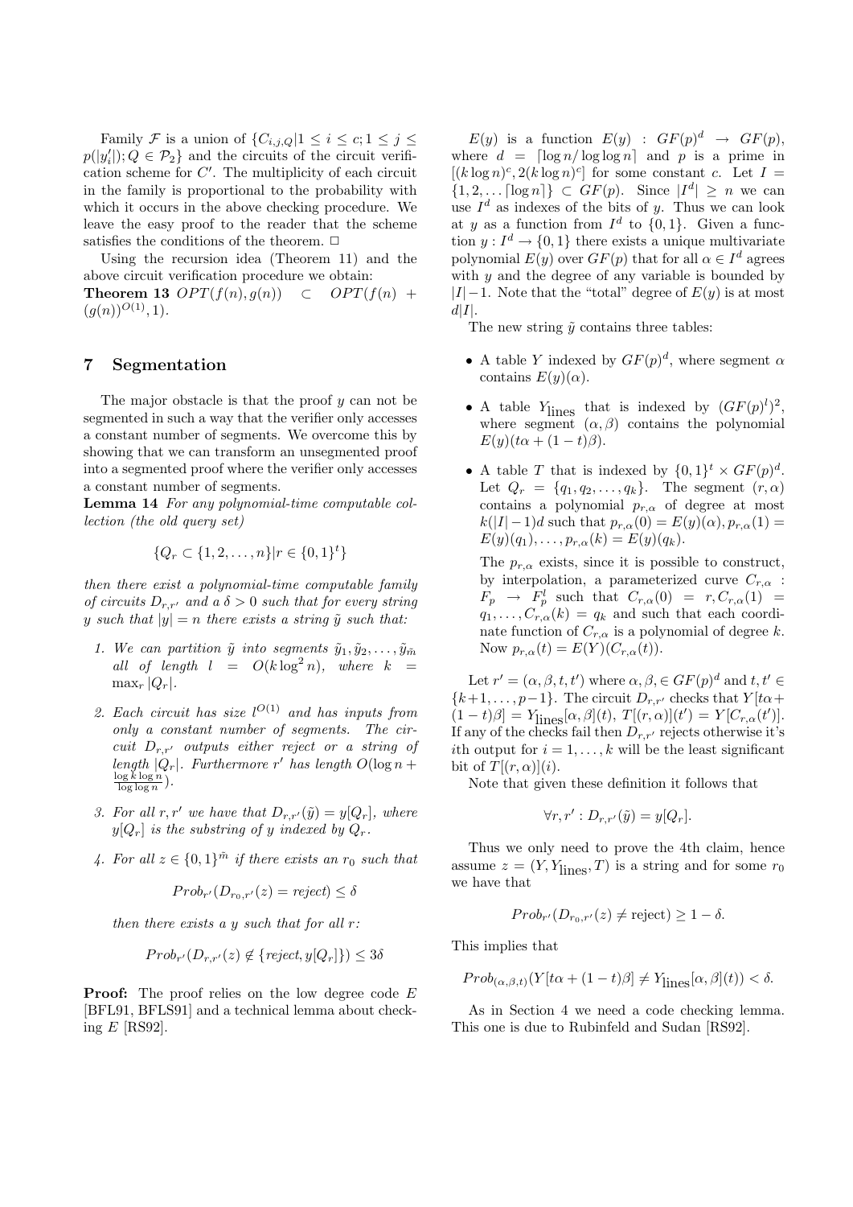Family $\mathcal{F}$ is a union of $\{C_{i,j,Q} | 1 \leq i \leq c; 1 \leq j \leq p(|y_i'|); Q \in \mathcal{P}_2\}$ and the circuits of the circuit verification scheme for $C'$. The multiplicity of each circuit in the family is proportional to the probability with which it occurs in the above checking procedure. We leave the easy proof to the reader that the scheme satisfies the conditions of the theorem. $\Box$

Using the recursion idea (Theorem 11) and the above circuit verification procedure we obtain:

**Theorem 13** $OPT(f(n), g(n)) \subset OPT(f(n) + (g(n))^{O(1)}, 1)$.

## 7 Segmentation

The major obstacle is that the proof $y$ can not be segmented in such a way that the verifier only accesses a constant number of segments. We overcome this by showing that we can transform an unsegmented proof into a segmented proof where the verifier only accesses a constant number of segments.

**Lemma 14** *For any polynomial-time computable collection (the old query set)*

$$\{Q_r \subset \{1, 2, \dots, n\} | r \in \{0, 1\}^t\}$$

*then there exist a polynomial-time computable family of circuits $D_{r,r'}$ and a $\delta > 0$ such that for every string $y$ such that $|y| = n$ there exists a string $\tilde{y}$ such that:*

1. *We can partition $\tilde{y}$ into segments $\tilde{y}_1, \tilde{y}_2, \dots, \tilde{y}_{\tilde{m}}$ all of length $l = O(k \log^2 n)$, where $k = \max_r |Q_r|$.*
2. *Each circuit has size $l^{O(1)}$ and has inputs from only a constant number of segments. The circuit $D_{r,r'}$ outputs either reject or a string of length $|Q_r|$. Furthermore $r'$ has length $O(\log n + \frac{\log k \log n}{\log \log n})$.*
3. *For all $r, r'$ we have that $D_{r,r'}(\tilde{y}) = y[Q_r]$, where $y[Q_r]$ is the substring of $y$ indexed by $Q_r$.*
4. *For all $z \in \{0,1\}^{\tilde{m}}$ if there exists an $r_0$ such that*

$$Prob_{r'}(D_{r_0,r'}(z) = reject) \leq \delta$$

*then there exists a $y$ such that for all $r$:*

$$Prob_{r'}(D_{r,r'}(z) \notin \{reject, y[Q_r]\}) \leq 3\delta$$

**Proof:** The proof relies on the low degree code $E$ [BFL91, BFLS91] and a technical lemma about checking $E$ [RS92].

$E(y)$ is a function $E(y) : GF(p)^d \rightarrow GF(p)$, where $d = \lceil \log n / \log \log n \rceil$ and $p$ is a prime in $[(k \log n)^c, 2(k \log n)^c]$ for some constant $c$. Let $I = \{1, 2, \dots \lceil \log n \rceil\} \subset GF(p)$. Since $|I^d| \geq n$ we can use $I^d$ as indexes of the bits of $y$. Thus we can look at $y$ as a function from $I^d$ to $\{0,1\}$. Given a function $y : I^d \rightarrow \{0,1\}$ there exists a unique multivariate polynomial $E(y)$ over $GF(p)$ that for all $\alpha \in I^d$ agrees with $y$ and the degree of any variable is bounded by $|I|-1$. Note that the "total" degree of $E(y)$ is at most $d|I|$.

The new string $\tilde{y}$ contains three tables:

- A table $Y$ indexed by $GF(p)^d$, where segment $\alpha$ contains $E(y)(\alpha)$.
- A table $Y_{\text{lines}}$ that is indexed by $(GF(p)^l)^2$, where segment $(\alpha, \beta)$ contains the polynomial $E(y)(t\alpha + (1-t)\beta)$.
- A table $T$ that is indexed by $\{0,1\}^t \times GF(p)^d$. Let $Q_r = \{q_1, q_2, \dots, q_k\}$. The segment $(r, \alpha)$ contains a polynomial $p_{r,\alpha}$ of degree at most $k(|I|-1)d$ such that $p_{r,\alpha}(0) = E(y)(\alpha), p_{r,\alpha}(1) = E(y)(q_1), \dots, p_{r,\alpha}(k) = E(y)(q_k)$.

  The $p_{r,\alpha}$ exists, since it is possible to construct, by interpolation, a parameterized curve $C_{r,\alpha} : F_p \rightarrow F_p^l$ such that $C_{r,\alpha}(0) = r, C_{r,\alpha}(1) = q_1, \dots, C_{r,\alpha}(k) = q_k$ and such that each coordinate function of $C_{r,\alpha}$ is a polynomial of degree $k$. Now $p_{r,\alpha}(t) = E(Y)(C_{r,\alpha}(t))$.

Let $r' = (\alpha, \beta, t, t')$ where $\alpha, \beta, \in GF(p)^d$ and $t, t' \in \{k+1, \dots, p-1\}$. The circuit $D_{r,r'}$ checks that $Y[t\alpha + (1-t)\beta] = Y_{\text{lines}}[\alpha, \beta](t)$, $T[(r, \alpha)](t') = Y[C_{r,\alpha}(t')]$. If any of the checks fail then $D_{r,r'}$ rejects otherwise it's $i$th output for $i = 1, \dots, k$ will be the least significant bit of $T[(r, \alpha)](i)$.

Note that given these definition it follows that

$$\forall r, r' : D_{r,r'}(\tilde{y}) = y[Q_r].$$

Thus we only need to prove the 4th claim, hence assume $z = (Y, Y_{\text{lines}}, T)$ is a string and for some $r_0$ we have that

$$Prob_{r'}(D_{r_0,r'}(z) \neq \text{reject}) \geq 1 - \delta.$$

This implies that

$$Prob_{(\alpha,\beta,t)}(Y[t\alpha + (1-t)\beta] \neq Y_{\text{lines}}[\alpha, \beta](t)) < \delta.$$

As in Section 4 we need a code checking lemma. This one is due to Rubinfeld and Sudan [RS92].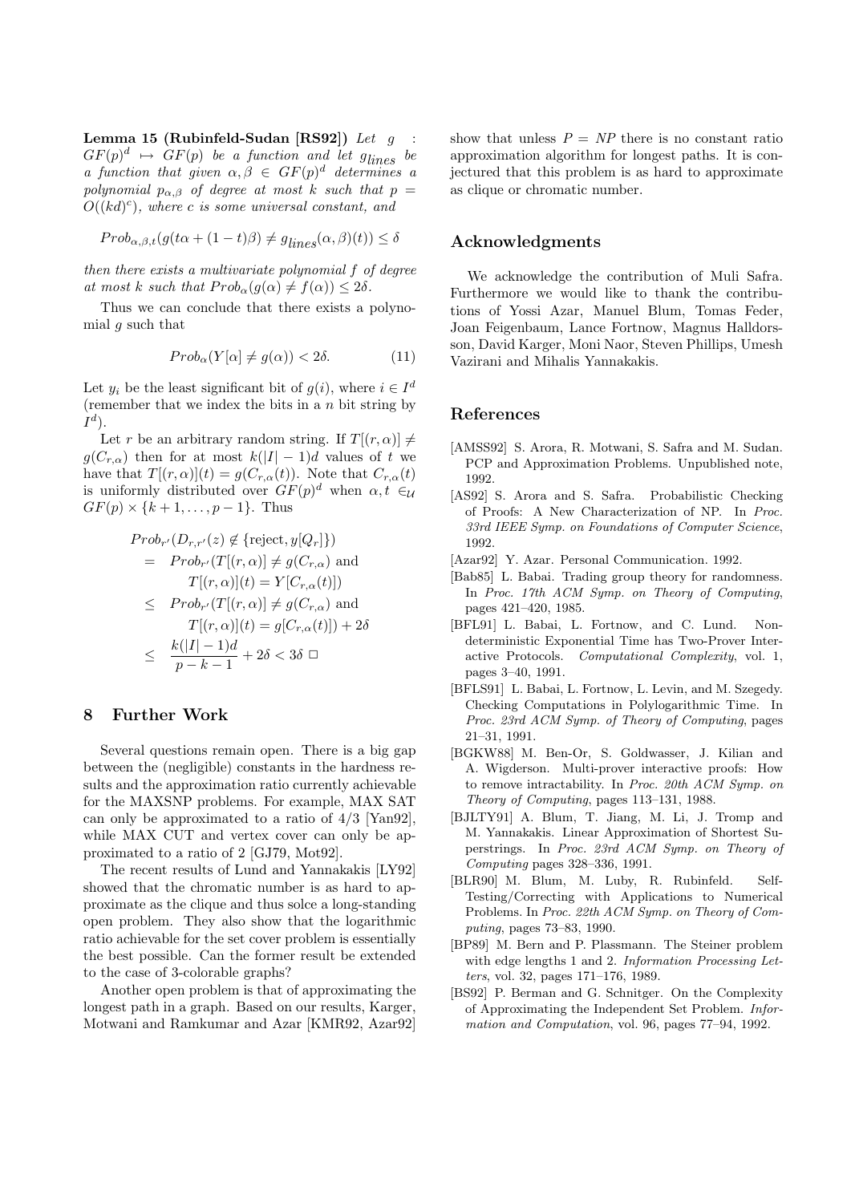**Lemma 15 (Rubinfeld-Sudan [RS92])** *Let $g : GF(p)^d \mapsto GF(p)$ be a function and let $g_{lines}$ be a function that given $\alpha, \beta \in GF(p)^d$ determines a polynomial $p_{\alpha,\beta}$ of degree at most $k$ such that $p = O((kd)^c)$, where $c$ is some universal constant, and*

$$Prob_{\alpha,\beta,t}(g(t\alpha + (1-t)\beta) \neq g_{lines}(\alpha,\beta)(t)) \leq \delta$$

*then there exists a multivariate polynomial $f$ of degree at most $k$ such that $Prob_\alpha(g(\alpha) \neq f(\alpha)) \leq 2\delta$.*

Thus we can conclude that there exists a polynomial $g$ such that

$$Prob_\alpha(Y[\alpha] \neq g(\alpha)) < 2\delta. \tag{11}$$

Let $y_i$ be the least significant bit of $g(i)$, where $i \in I^d$ (remember that we index the bits in a $n$ bit string by $I^d$).

Let $r$ be an arbitrary random string. If $T[(r,\alpha)] \neq g(C_{r,\alpha})$ then for at most $k(|I|-1)d$ values of $t$ we have that $T[(r,\alpha)](t) = g(C_{r,\alpha}(t))$. Note that $C_{r,\alpha}(t)$ is uniformly distributed over $GF(p)^d$ when $\alpha, t \in_{\mathcal{U}} GF(p) \times \{k+1, \ldots, p-1\}$. Thus

$$\begin{aligned}
& Prob_{r'}(D_{r,r'}(z) \notin \{\text{reject}, y[Q_r]\}) \\
&= Prob_{r'}(T[(r,\alpha)] \neq g(C_{r,\alpha}) \text{ and } \\
&\qquad T[(r,\alpha)](t) = Y[C_{r,\alpha}(t)]) \\
&\leq Prob_{r'}(T[(r,\alpha)] \neq g(C_{r,\alpha}) \text{ and } \\
&\qquad T[(r,\alpha)](t) = g[C_{r,\alpha}(t)]) + 2\delta \\
&\leq \frac{k(|I|-1)d}{p-k-1} + 2\delta < 3\delta \;\Box
\end{aligned}$$

## 8 Further Work

Several questions remain open. There is a big gap between the (negligible) constants in the hardness results and the approximation ratio currently achievable for the MAXSNP problems. For example, MAX SAT can only be approximated to a ratio of 4/3 [Yan92], while MAX CUT and vertex cover can only be approximated to a ratio of 2 [GJ79, Mot92].

The recent results of Lund and Yannakakis [LY92] showed that the chromatic number is as hard to approximate as the clique and thus solce a long-standing open problem. They also show that the logarithmic ratio achievable for the set cover problem is essentially the best possible. Can the former result be extended to the case of 3-colorable graphs?

Another open problem is that of approximating the longest path in a graph. Based on our results, Karger, Motwani and Ramkumar and Azar [KMR92, Azar92] show that unless $P = NP$ there is no constant ratio approximation algorithm for longest paths. It is conjectured that this problem is as hard to approximate as clique or chromatic number.

## Acknowledgments

We acknowledge the contribution of Muli Safra. Furthermore we would like to thank the contributions of Yossi Azar, Manuel Blum, Tomas Feder, Joan Feigenbaum, Lance Fortnow, Magnus Halldorsson, David Karger, Moni Naor, Steven Phillips, Umesh Vazirani and Mihalis Yannakakis.

## References

[AMSS92] S. Arora, R. Motwani, S. Safra and M. Sudan. PCP and Approximation Problems. Unpublished note, 1992.

[AS92] S. Arora and S. Safra. Probabilistic Checking of Proofs: A New Characterization of NP. In *Proc. 33rd IEEE Symp. on Foundations of Computer Science*, 1992.

[Azar92] Y. Azar. Personal Communication. 1992.

[Bab85] L. Babai. Trading group theory for randomness. In *Proc. 17th ACM Symp. on Theory of Computing*, pages 421–420, 1985.

[BFL91] L. Babai, L. Fortnow, and C. Lund. Non-deterministic Exponential Time has Two-Prover Interactive Protocols. *Computational Complexity*, vol. 1, pages 3–40, 1991.

[BFLS91] L. Babai, L. Fortnow, L. Levin, and M. Szegedy. Checking Computations in Polylogarithmic Time. In *Proc. 23rd ACM Symp. of Theory of Computing*, pages 21–31, 1991.

[BGKW88] M. Ben-Or, S. Goldwasser, J. Kilian and A. Wigderson. Multi-prover interactive proofs: How to remove intractability. In *Proc. 20th ACM Symp. on Theory of Computing*, pages 113–131, 1988.

[BJLTY91] A. Blum, T. Jiang, M. Li, J. Tromp and M. Yannakakis. Linear Approximation of Shortest Superstrings. In *Proc. 23rd ACM Symp. on Theory of Computing* pages 328–336, 1991.

[BLR90] M. Blum, M. Luby, R. Rubinfeld. Self-Testing/Correcting with Applications to Numerical Problems. In *Proc. 22th ACM Symp. on Theory of Computing*, pages 73–83, 1990.

[BP89] M. Bern and P. Plassmann. The Steiner problem with edge lengths 1 and 2. *Information Processing Letters*, vol. 32, pages 171–176, 1989.

[BS92] P. Berman and G. Schnitger. On the Complexity of Approximating the Independent Set Problem. *Information and Computation*, vol. 96, pages 77–94, 1992.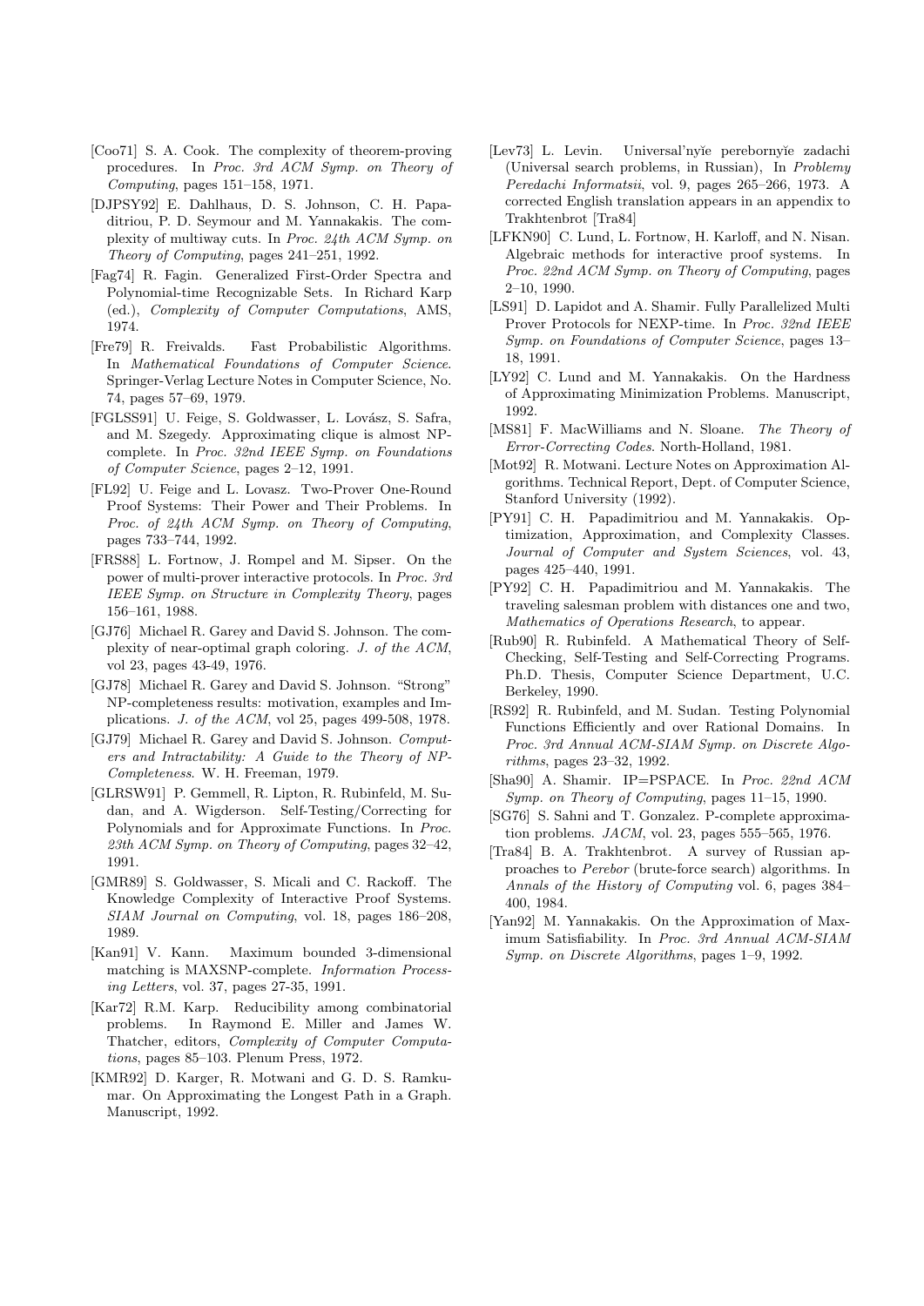[Coo71] S. A. Cook. The complexity of theorem-proving procedures. In *Proc. 3rd ACM Symp. on Theory of Computing*, pages 151–158, 1971.

[DJPSY92] E. Dahlhaus, D. S. Johnson, C. H. Papaditriou, P. D. Seymour and M. Yannakakis. The complexity of multiway cuts. In *Proc. 24th ACM Symp. on Theory of Computing*, pages 241–251, 1992.

[Fag74] R. Fagin. Generalized First-Order Spectra and Polynomial-time Recognizable Sets. In Richard Karp (ed.), *Complexity of Computer Computations*, AMS, 1974.

[Fre79] R. Freivalds. Fast Probabilistic Algorithms. In *Mathematical Foundations of Computer Science*. Springer-Verlag Lecture Notes in Computer Science, No. 74, pages 57–69, 1979.

[FGLSS91] U. Feige, S. Goldwasser, L. Lovász, S. Safra, and M. Szegedy. Approximating clique is almost NP-complete. In *Proc. 32nd IEEE Symp. on Foundations of Computer Science*, pages 2–12, 1991.

[FL92] U. Feige and L. Lovasz. Two-Prover One-Round Proof Systems: Their Power and Their Problems. In *Proc. of 24th ACM Symp. on Theory of Computing*, pages 733–744, 1992.

[FRS88] L. Fortnow, J. Rompel and M. Sipser. On the power of multi-prover interactive protocols. In *Proc. 3rd IEEE Symp. on Structure in Complexity Theory*, pages 156–161, 1988.

[GJ76] Michael R. Garey and David S. Johnson. The complexity of near-optimal graph coloring. *J. of the ACM*, vol 23, pages 43-49, 1976.

[GJ78] Michael R. Garey and David S. Johnson. "Strong" NP-completeness results: motivation, examples and Implications. *J. of the ACM*, vol 25, pages 499-508, 1978.

[GJ79] Michael R. Garey and David S. Johnson. *Computers and Intractability: A Guide to the Theory of NP-Completeness*. W. H. Freeman, 1979.

[GLRSW91] P. Gemmell, R. Lipton, R. Rubinfeld, M. Sudan, and A. Wigderson. Self-Testing/Correcting for Polynomials and for Approximate Functions. In *Proc. 23th ACM Symp. on Theory of Computing*, pages 32–42, 1991.

[GMR89] S. Goldwasser, S. Micali and C. Rackoff. The Knowledge Complexity of Interactive Proof Systems. *SIAM Journal on Computing*, vol. 18, pages 186–208, 1989.

[Kan91] V. Kann. Maximum bounded 3-dimensional matching is MAXSNP-complete. *Information Processing Letters*, vol. 37, pages 27-35, 1991.

[Kar72] R.M. Karp. Reducibility among combinatorial problems. In Raymond E. Miller and James W. Thatcher, editors, *Complexity of Computer Computations*, pages 85–103. Plenum Press, 1972.

[KMR92] D. Karger, R. Motwani and G. D. S. Ramkumar. On Approximating the Longest Path in a Graph. Manuscript, 1992.

[Lev73] L. Levin. Universal'nyĭe perebornyĭe zadachi (Universal search problems, in Russian), In *Problemy Peredachi Informatsii*, vol. 9, pages 265–266, 1973. A corrected English translation appears in an appendix to Trakhtenbrot [Tra84]

[LFKN90] C. Lund, L. Fortnow, H. Karloff, and N. Nisan. Algebraic methods for interactive proof systems. In *Proc. 22nd ACM Symp. on Theory of Computing*, pages 2–10, 1990.

[LS91] D. Lapidot and A. Shamir. Fully Parallelized Multi Prover Protocols for NEXP-time. In *Proc. 32nd IEEE Symp. on Foundations of Computer Science*, pages 13–18, 1991.

[LY92] C. Lund and M. Yannakakis. On the Hardness of Approximating Minimization Problems. Manuscript, 1992.

[MS81] F. MacWilliams and N. Sloane. *The Theory of Error-Correcting Codes*. North-Holland, 1981.

[Mot92] R. Motwani. Lecture Notes on Approximation Algorithms. Technical Report, Dept. of Computer Science, Stanford University (1992).

[PY91] C. H. Papadimitriou and M. Yannakakis. Optimization, Approximation, and Complexity Classes. *Journal of Computer and System Sciences*, vol. 43, pages 425–440, 1991.

[PY92] C. H. Papadimitriou and M. Yannakakis. The traveling salesman problem with distances one and two, *Mathematics of Operations Research*, to appear.

[Rub90] R. Rubinfeld. A Mathematical Theory of Self-Checking, Self-Testing and Self-Correcting Programs. Ph.D. Thesis, Computer Science Department, U.C. Berkeley, 1990.

[RS92] R. Rubinfeld, and M. Sudan. Testing Polynomial Functions Efficiently and over Rational Domains. In *Proc. 3rd Annual ACM-SIAM Symp. on Discrete Algorithms*, pages 23–32, 1992.

[Sha90] A. Shamir. IP=PSPACE. In *Proc. 22nd ACM Symp. on Theory of Computing*, pages 11–15, 1990.

[SG76] S. Sahni and T. Gonzalez. P-complete approximation problems. *JACM*, vol. 23, pages 555–565, 1976.

[Tra84] B. A. Trakhtenbrot. A survey of Russian approaches to *Perebor* (brute-force search) algorithms. In *Annals of the History of Computing* vol. 6, pages 384–400, 1984.

[Yan92] M. Yannakakis. On the Approximation of Maximum Satisfiability. In *Proc. 3rd Annual ACM-SIAM Symp. on Discrete Algorithms*, pages 1–9, 1992.